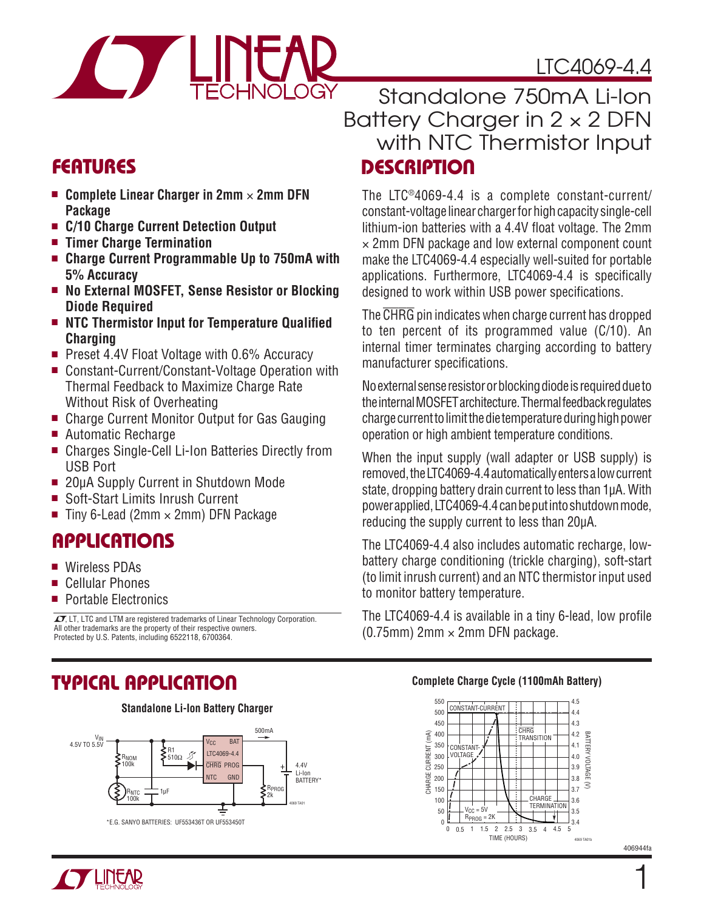# LTC4069-4.4

## Standalone 750mA Li-Ion Battery Charger in 2 × 2 DFN with NTC Thermistor Input

## FEATURES

- **Complete Linear Charger in 2mm × 2mm DFN Package**
- **C/10 Charge Current Detection Output**
- **Timer Charge Termination**
- **Charge Current Programmable Up to 750mA with 5% Accuracy**
- **No External MOSFET, Sense Resistor or Blocking Diode Required**
- **NTC Thermistor Input for Temperature Qualified Charging**
- Preset 4.4V Float Voltage with 0.6% Accuracy
- Constant-Current/Constant-Voltage Operation with Thermal Feedback to Maximize Charge Rate Without Risk of Overheating
- Charge Current Monitor Output for Gas Gauging
- Automatic Recharge
- Charges Single-Cell Li-Ion Batteries Directly from USB Port
- 20µA Supply Current in Shutdown Mode
- Soft-Start Limits Inrush Current
- Tiny 6-Lead (2mm × 2mm) DFN Package

## APPLICATIONS

- Wireless PDAs
- Cellular Phones
- Portable Electronics

LT, LTC and LTM are registered trademarks of Linear Technology Corporation. All other trademarks are the property of their respective owners. Protected by U.S. Patents, including 6522118, 6700364.

## DESCRIPTION

The LTC®4069-4.4 is a complete constant-current/constant-voltage linear charger for high capacity single-cell lithium-ion batteries with a 4.4V float voltage. The 2mm × 2mm DFN package and low external component count make the LTC4069-4.4 especially well-suited for portable applications. Furthermore, LTC4069-4.4 is specifically designed to work within USB power specifications.

The $\overline{CHRG}$ pin indicates when charge current has dropped to ten percent of its programmed value (C/10). An internal timer terminates charging according to battery manufacturer specifications.

No external sense resistor or blocking diode is required due to the internal MOSFET architecture. Thermal feedback regulates charge current to limit the die temperature during high power operation or high ambient temperature conditions.

When the input supply (wall adapter or USB supply) is removed, the LTC4069-4.4 automatically enters a low current state, dropping battery drain current to less than 1µA. With power applied, LTC4069-4.4 can be put into shutdown mode, reducing the supply current to less than 20µA.

The LTC4069-4.4 also includes automatic recharge, low-battery charge conditioning (trickle charging), soft-start (to limit inrush current) and an NTC thermistor input used to monitor battery temperature.

The LTC4069-4.4 is available in a tiny 6-lead, low profile (0.75mm) 2mm × 2mm DFN package.

## TYPICAL APPLICATION

**Standalone Li-Ion Battery Charger**

$V_{IN}$ 4.5V TO 5.5V; $R_{NOM}$ 100k; $R_{NTC}$ 100k; R1 510Ω; 1µF; LTC4069-4.4 ($V_{CC}$, BAT, $\overline{CHRG}$, PROG, NTC, GND); 500mA; $R_{PROG}$ 2k; 4.4V Li-Ion BATTERY*

*E.G. SANYO BATTERIES: UF553436T OR UF553450T

**Complete Charge Cycle (1100mAh Battery)**

CONSTANT-CURRENT; CONSTANT-VOLTAGE; $\overline{CHRG}$ TRANSITION; CHARGE TERMINATION; $V_{CC}$ = 5V; $R_{PROG}$ = 2K; CHARGE CURRENT (mA); BATTERY VOLTAGE (V); TIME (HOURS)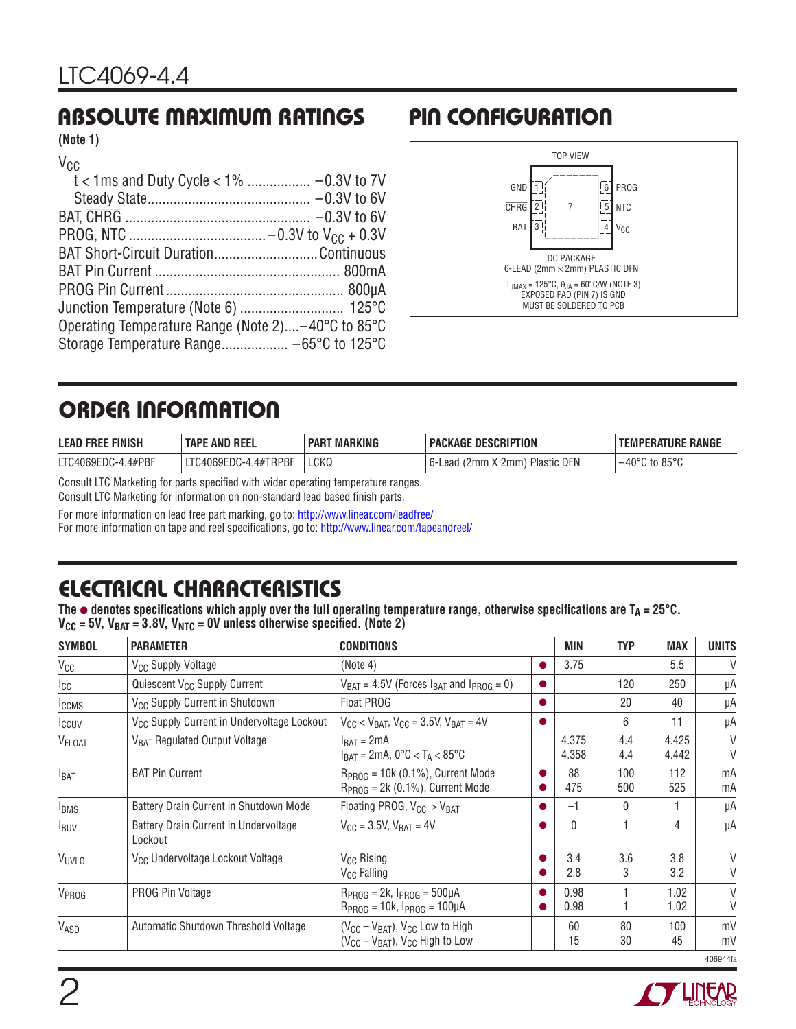## ABSOLUTE MAXIMUM RATINGS

**(Note 1)**

$V_{CC}$
- t < 1ms and Duty Cycle < 1% ................. −0.3V to 7V
- Steady State ........................................... −0.3V to 6V

BAT, $\overline{CHRG}$ ................................................. −0.3V to 6V
PROG, NTC ..................................... −0.3V to $V_{CC}$ + 0.3V
BAT Short-Circuit Duration ............................ Continuous
BAT Pin Current ................................................. 800mA
PROG Pin Current ................................................ 800µA
Junction Temperature (Note 6) ............................ 125°C
Operating Temperature Range (Note 2) .... −40°C to 85°C
Storage Temperature Range .................. −65°C to 125°C

## PIN CONFIGURATION

TOP VIEW

| Pin | Name | Pin | Name |
|---|---|---|---|
| 1 | GND | 6 | PROG |
| 2 | $\overline{CHRG}$ | 5 | NTC |
| 3 | BAT | 4 | $V_{CC}$ |

7 (Exposed Pad)

DC PACKAGE
6-LEAD (2mm × 2mm) PLASTIC DFN

$T_{JMAX}$ = 125°C, $\theta_{JA}$ = 60°C/W (NOTE 3)
EXPOSED PAD (PIN 7) IS GND
MUST BE SOLDERED TO PCB

## ORDER INFORMATION

| LEAD FREE FINISH | TAPE AND REEL | PART MARKING | PACKAGE DESCRIPTION | TEMPERATURE RANGE |
|---|---|---|---|---|
| LTC4069EDC-4.4#PBF | LTC4069EDC-4.4#TRPBF | LCKQ | 6-Lead (2mm X 2mm) Plastic DFN | −40°C to 85°C |

Consult LTC Marketing for parts specified with wider operating temperature ranges.
Consult LTC Marketing for information on non-standard lead based finish parts.

For more information on lead free part marking, go to: http://www.linear.com/leadfree/
For more information on tape and reel specifications, go to: http://www.linear.com/tapeandreel/

## ELECTRICAL CHARACTERISTICS

**The ● denotes specifications which apply over the full operating temperature range, otherwise specifications are $T_A$ = 25°C. $V_{CC}$ = 5V, $V_{BAT}$ = 3.8V, $V_{NTC}$ = 0V unless otherwise specified. (Note 2)**

| SYMBOL | PARAMETER | CONDITIONS | | MIN | TYP | MAX | UNITS |
|---|---|---|---|---|---|---|---|
| $V_{CC}$ | $V_{CC}$ Supply Voltage | (Note 4) | ● | 3.75 | | 5.5 | V |
| $I_{CC}$ | Quiescent $V_{CC}$ Supply Current | $V_{BAT}$ = 4.5V (Forces $I_{BAT}$ and $I_{PROG}$ = 0) | ● | | 120 | 250 | µA |
| $I_{CCMS}$ | $V_{CC}$ Supply Current in Shutdown | Float PROG | ● | | 20 | 40 | µA |
| $I_{CCUV}$ | $V_{CC}$ Supply Current in Undervoltage Lockout | $V_{CC}$ < $V_{BAT}$, $V_{CC}$ = 3.5V, $V_{BAT}$ = 4V | ● | | 6 | 11 | µA |
| $V_{FLOAT}$ | $V_{BAT}$ Regulated Output Voltage | $I_{BAT}$ = 2mA<br>$I_{BAT}$ = 2mA, 0°C < $T_A$ < 85°C | | 4.375<br>4.358 | 4.4<br>4.4 | 4.425<br>4.442 | V<br>V |
| $I_{BAT}$ | BAT Pin Current | $R_{PROG}$ = 10k (0.1%), Current Mode<br>$R_{PROG}$ = 2k (0.1%), Current Mode | ●<br>● | 88<br>475 | 100<br>500 | 112<br>525 | mA<br>mA |
| $I_{BMS}$ | Battery Drain Current in Shutdown Mode | Floating PROG, $V_{CC}$ > $V_{BAT}$ | ● | −1 | 0 | 1 | µA |
| $I_{BUV}$ | Battery Drain Current in Undervoltage Lockout | $V_{CC}$ = 3.5V, $V_{BAT}$ = 4V | ● | 0 | 1 | 4 | µA |
| $V_{UVLO}$ | $V_{CC}$ Undervoltage Lockout Voltage | $V_{CC}$ Rising<br>$V_{CC}$ Falling | ●<br>● | 3.4<br>2.8 | 3.6<br>3 | 3.8<br>3.2 | V<br>V |
| $V_{PROG}$ | PROG Pin Voltage | $R_{PROG}$ = 2k, $I_{PROG}$ = 500µA<br>$R_{PROG}$ = 10k, $I_{PROG}$ = 100µA | ●<br>● | 0.98<br>0.98 | 1<br>1 | 1.02<br>1.02 | V<br>V |
| $V_{ASD}$ | Automatic Shutdown Threshold Voltage | ($V_{CC}$ – $V_{BAT}$), $V_{CC}$ Low to High<br>($V_{CC}$ – $V_{BAT}$), $V_{CC}$ High to Low | | 60<br>15 | 80<br>30 | 100<br>45 | mV<br>mV |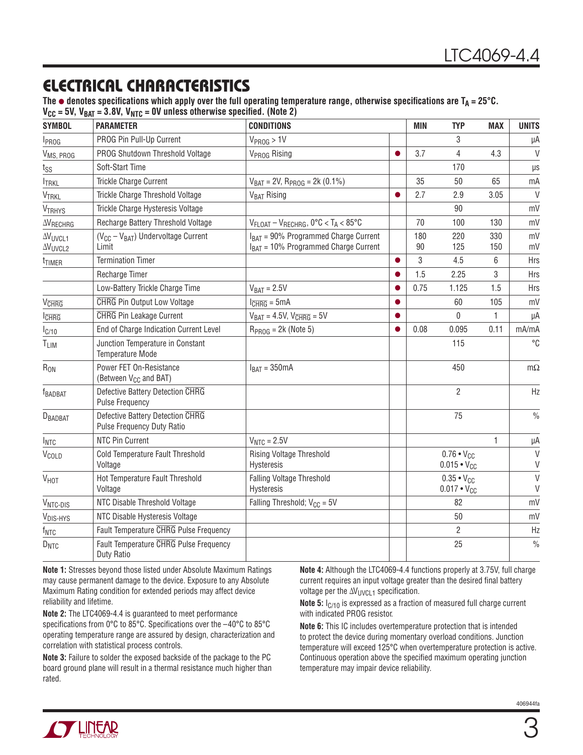## ELECTRICAL CHARACTERISTICS

**The ● denotes specifications which apply over the full operating temperature range, otherwise specifications are $T_A$ = 25°C. $V_{CC}$ = 5V, $V_{BAT}$ = 3.8V, $V_{NTC}$ = 0V unless otherwise specified. (Note 2)**

| SYMBOL | PARAMETER | CONDITIONS | | MIN | TYP | MAX | UNITS |
|---|---|---|---|---|---|---|---|
| $I_{PROG}$ | PROG Pin Pull-Up Current | $V_{PROG}$ > 1V | | | 3 | | µA |
| $V_{MS, PROG}$ | PROG Shutdown Threshold Voltage | $V_{PROG}$ Rising | ● | 3.7 | 4 | 4.3 | V |
| $t_{SS}$ | Soft-Start Time | | | | 170 | | µs |
| $I_{TRKL}$ | Trickle Charge Current | $V_{BAT}$ = 2V, $R_{PROG}$ = 2k (0.1%) | | 35 | 50 | 65 | mA |
| $V_{TRKL}$ | Trickle Charge Threshold Voltage | $V_{BAT}$ Rising | ● | 2.7 | 2.9 | 3.05 | V |
| $V_{TRHYS}$ | Trickle Charge Hysteresis Voltage | | | | 90 | | mV |
| $\Delta V_{RECHRG}$ | Recharge Battery Threshold Voltage | $V_{FLOAT} – V_{RECHRG}$, 0°C < $T_A$ < 85°C | | 70 | 100 | 130 | mV |
| $\Delta V_{UVCL1}$<br>$\Delta V_{UVCL2}$ | ($V_{CC} – V_{BAT}$) Undervoltage Current Limit | $I_{BAT}$ = 90% Programmed Charge Current<br>$I_{BAT}$ = 10% Programmed Charge Current | | 180<br>90 | 220<br>125 | 330<br>150 | mV<br>mV |
| $t_{TIMER}$ | Termination Timer | | ● | 3 | 4.5 | 6 | Hrs |
| | Recharge Timer | | ● | 1.5 | 2.25 | 3 | Hrs |
| | Low-Battery Trickle Charge Time | $V_{BAT}$ = 2.5V | ● | 0.75 | 1.125 | 1.5 | Hrs |
| $V_{\overline{CHRG}}$ | $\overline{CHRG}$ Pin Output Low Voltage | $I_{\overline{CHRG}}$ = 5mA | ● | | 60 | 105 | mV |
| $I_{\overline{CHRG}}$ | $\overline{CHRG}$ Pin Leakage Current | $V_{BAT}$ = 4.5V, $V_{\overline{CHRG}}$ = 5V | ● | | 0 | 1 | µA |
| $I_{C/10}$ | End of Charge Indication Current Level | $R_{PROG}$ = 2k (Note 5) | ● | 0.08 | 0.095 | 0.11 | mA/mA |
| $T_{LIM}$ | Junction Temperature in Constant Temperature Mode | | | | 115 | | °C |
| $R_{ON}$ | Power FET On-Resistance (Between $V_{CC}$ and BAT) | $I_{BAT}$ = 350mA | | | 450 | | mΩ |
| $f_{BADBAT}$ | Defective Battery Detection $\overline{CHRG}$ Pulse Frequency | | | | 2 | | Hz |
| $D_{BADBAT}$ | Defective Battery Detection $\overline{CHRG}$ Pulse Frequency Duty Ratio | | | | 75 | | % |
| $I_{NTC}$ | NTC Pin Current | $V_{NTC}$ = 2.5V | | | | 1 | µA |
| $V_{COLD}$ | Cold Temperature Fault Threshold Voltage | Rising Voltage Threshold<br>Hysteresis | | | $0.76 \cdot V_{CC}$<br>$0.015 \cdot V_{CC}$ | | V<br>V |
| $V_{HOT}$ | Hot Temperature Fault Threshold Voltage | Falling Voltage Threshold<br>Hysteresis | | | $0.35 \cdot V_{CC}$<br>$0.017 \cdot V_{CC}$ | | V<br>V |
| $V_{NTC-DIS}$ | NTC Disable Threshold Voltage | Falling Threshold; $V_{CC}$ = 5V | | | 82 | | mV |
| $V_{DIS-HYS}$ | NTC Disable Hysteresis Voltage | | | | 50 | | mV |
| $f_{NTC}$ | Fault Temperature $\overline{CHRG}$ Pulse Frequency | | | | 2 | | Hz |
| $D_{NTC}$ | Fault Temperature $\overline{CHRG}$ Pulse Frequency Duty Ratio | | | | 25 | | % |

**Note 1:** Stresses beyond those listed under Absolute Maximum Ratings may cause permanent damage to the device. Exposure to any Absolute Maximum Rating condition for extended periods may affect device reliability and lifetime.

**Note 2:** The LTC4069-4.4 is guaranteed to meet performance specifications from 0°C to 85°C. Specifications over the –40°C to 85°C operating temperature range are assured by design, characterization and correlation with statistical process controls.

**Note 3:** Failure to solder the exposed backside of the package to the PC board ground plane will result in a thermal resistance much higher than rated.

**Note 4:** Although the LTC4069-4.4 functions properly at 3.75V, full charge current requires an input voltage greater than the desired final battery voltage per the $\Delta V_{UVCL1}$ specification.

**Note 5:** $I_{C/10}$ is expressed as a fraction of measured full charge current with indicated PROG resistor.

**Note 6:** This IC includes overtemperature protection that is intended to protect the device during momentary overload conditions. Junction temperature will exceed 125°C when overtemperature protection is active. Continuous operation above the specified maximum operating junction temperature may impair device reliability.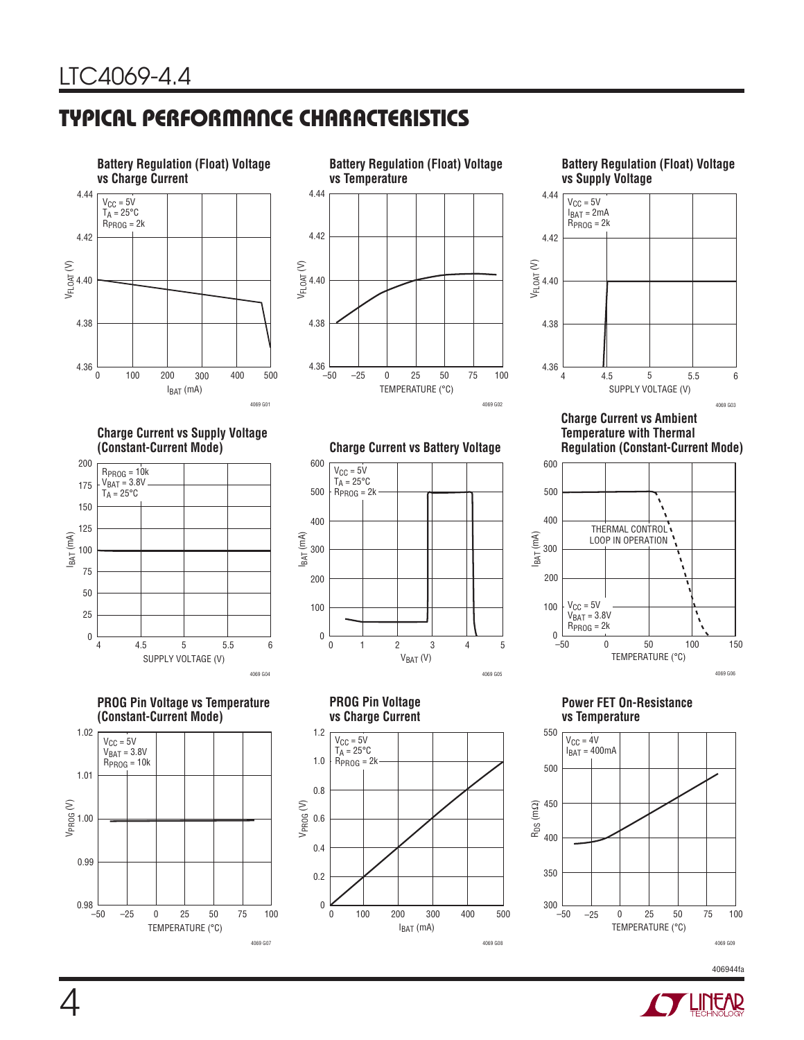## TYPICAL PERFORMANCE CHARACTERISTICS

**Battery Regulation (Float) Voltage vs Charge Current**

$V_{CC}$ = 5V
$T_A$ = 25°C
$R_{PROG}$ = 2k

$V_{FLOAT}$ (V) vs $I_{BAT}$ (mA)

4069 G01

**Battery Regulation (Float) Voltage vs Temperature**

$V_{FLOAT}$ (V) vs TEMPERATURE (°C)

4069 G02

**Battery Regulation (Float) Voltage vs Supply Voltage**

$V_{CC}$ = 5V
$I_{BAT}$ = 2mA
$R_{PROG}$ = 2k

$V_{FLOAT}$ (V) vs SUPPLY VOLTAGE (V)

4069 G03

**Charge Current vs Supply Voltage (Constant-Current Mode)**

$R_{PROG}$ = 10k
$V_{BAT}$ = 3.8V
$T_A$ = 25°C

$I_{BAT}$ (mA) vs SUPPLY VOLTAGE (V)

4069 G04

**Charge Current vs Battery Voltage**

$V_{CC}$ = 5V
$T_A$ = 25°C
$R_{PROG}$ = 2k

$I_{BAT}$ (mA) vs $V_{BAT}$ (V)

4069 G05

**Charge Current vs Ambient Temperature with Thermal Regulation (Constant-Current Mode)**

THERMAL CONTROL LOOP IN OPERATION

$V_{CC}$ = 5V
$V_{BAT}$ = 3.8V
$R_{PROG}$ = 2k

$I_{BAT}$ (mA) vs TEMPERATURE (°C)

4069 G06

**PROG Pin Voltage vs Temperature (Constant-Current Mode)**

$V_{CC}$ = 5V
$V_{BAT}$ = 3.8V
$R_{PROG}$ = 10k

$V_{PROG}$ (V) vs TEMPERATURE (°C)

4069 G07

**PROG Pin Voltage vs Charge Current**

$V_{CC}$ = 5V
$T_A$ = 25°C
$R_{PROG}$ = 2k

$V_{PROG}$ (V) vs $I_{BAT}$ (mA)

4069 G08

**Power FET On-Resistance vs Temperature**

$V_{CC}$ = 4V
$I_{BAT}$ = 400mA

$R_{DS}$ (mΩ) vs TEMPERATURE (°C)

4069 G09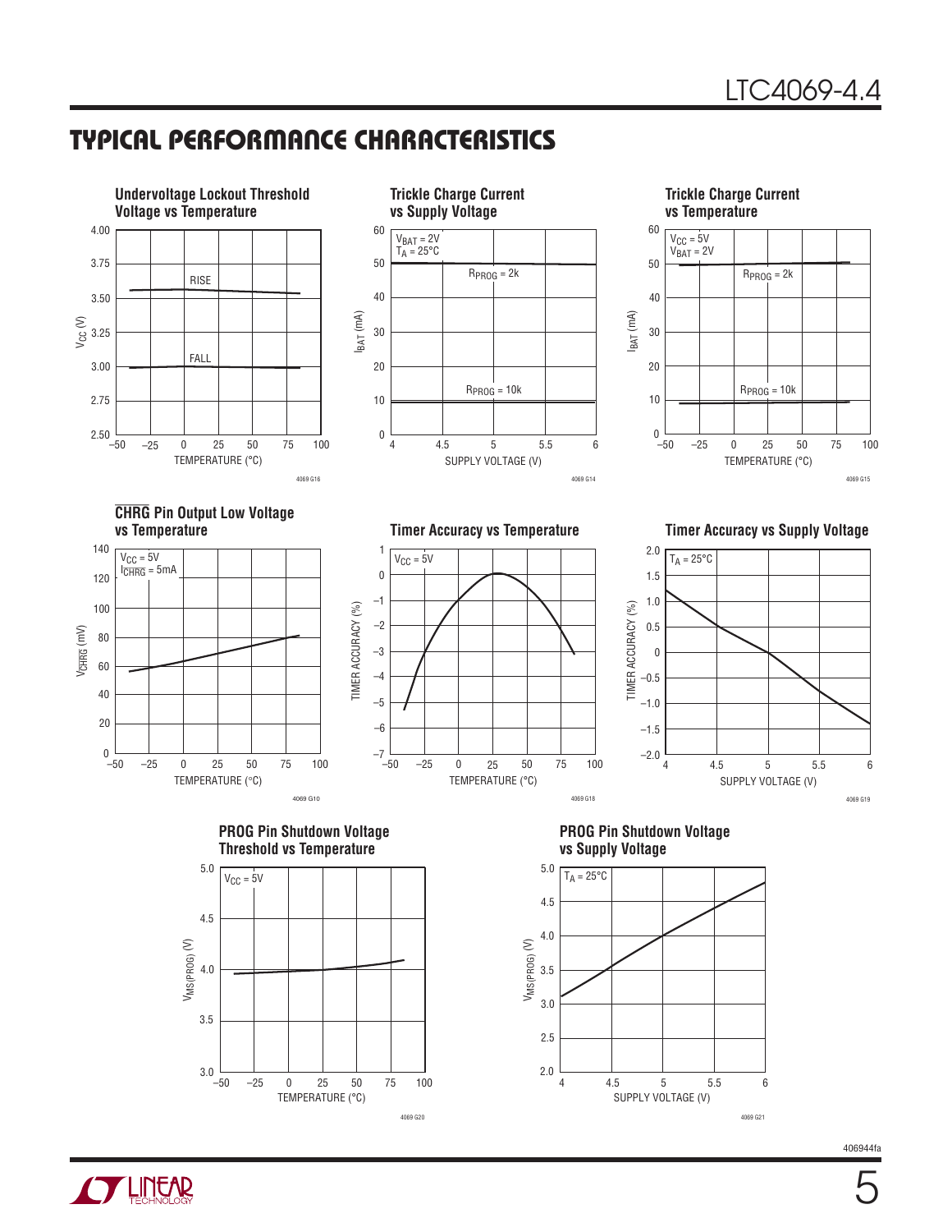## TYPICAL PERFORMANCE CHARACTERISTICS

**Undervoltage Lockout Threshold Voltage vs Temperature**

$V_{CC}$ (V) vs TEMPERATURE (°C); curves: RISE, FALL

4069 G16

**Trickle Charge Current vs Supply Voltage**

$V_{BAT}$ = 2V, $T_A$ = 25°C

$I_{BAT}$ (mA) vs SUPPLY VOLTAGE (V); curves: $R_{PROG}$ = 2k, $R_{PROG}$ = 10k

4069 G14

**Trickle Charge Current vs Temperature**

$V_{CC}$ = 5V, $V_{BAT}$ = 2V

$I_{BAT}$ (mA) vs TEMPERATURE (°C); curves: $R_{PROG}$ = 2k, $R_{PROG}$ = 10k

4069 G15

**$\overline{CHRG}$ Pin Output Low Voltage vs Temperature**

$V_{CC}$ = 5V, $I_{\overline{CHRG}}$ = 5mA

$V_{\overline{CHRG}}$ (mV) vs TEMPERATURE (°C)

4069 G10

**Timer Accuracy vs Temperature**

$V_{CC}$ = 5V

TIMER ACCURACY (%) vs TEMPERATURE (°C)

4069 G18

**Timer Accuracy vs Supply Voltage**

$T_A$ = 25°C

TIMER ACCURACY (%) vs SUPPLY VOLTAGE (V)

4069 G19

**PROG Pin Shutdown Voltage Threshold vs Temperature**

$V_{CC}$ = 5V

$V_{MS(PROG)}$ (V) vs TEMPERATURE (°C)

4069 G20

**PROG Pin Shutdown Voltage vs Supply Voltage**

$T_A$ = 25°C

$V_{MS(PROG)}$ (V) vs SUPPLY VOLTAGE (V)

4069 G21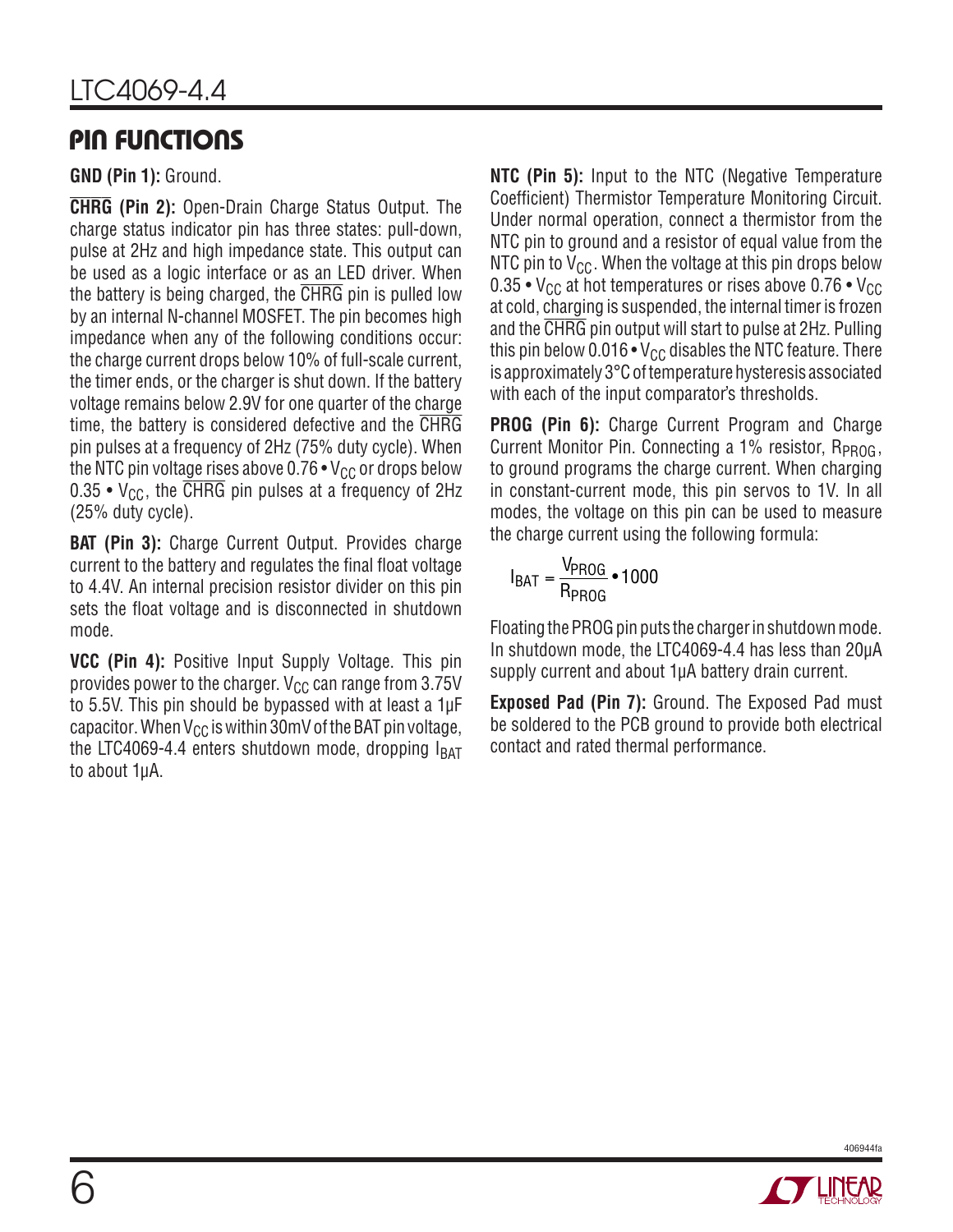## PIN FUNCTIONS

**GND (Pin 1):** Ground.

**$\overline{\text{CHRG}}$ (Pin 2):** Open-Drain Charge Status Output. The charge status indicator pin has three states: pull-down, pulse at 2Hz and high impedance state. This output can be used as a logic interface or as an LED driver. When the battery is being charged, the $\overline{\text{CHRG}}$ pin is pulled low by an internal N-channel MOSFET. The pin becomes high impedance when any of the following conditions occur: the charge current drops below 10% of full-scale current, the timer ends, or the charger is shut down. If the battery voltage remains below 2.9V for one quarter of the charge time, the battery is considered defective and the $\overline{\text{CHRG}}$ pin pulses at a frequency of 2Hz (75% duty cycle). When the NTC pin voltage rises above $0.76 \bullet V_{CC}$ or drops below $0.35 \bullet V_{CC}$, the $\overline{\text{CHRG}}$ pin pulses at a frequency of 2Hz (25% duty cycle).

**BAT (Pin 3):** Charge Current Output. Provides charge current to the battery and regulates the final float voltage to 4.4V. An internal precision resistor divider on this pin sets the float voltage and is disconnected in shutdown mode.

**VCC (Pin 4):** Positive Input Supply Voltage. This pin provides power to the charger. $V_{CC}$ can range from 3.75V to 5.5V. This pin should be bypassed with at least a 1µF capacitor. When $V_{CC}$ is within 30mV of the BAT pin voltage, the LTC4069-4.4 enters shutdown mode, dropping $I_{BAT}$ to about 1µA.

**NTC (Pin 5):** Input to the NTC (Negative Temperature Coefficient) Thermistor Temperature Monitoring Circuit. Under normal operation, connect a thermistor from the NTC pin to ground and a resistor of equal value from the NTC pin to $V_{CC}$. When the voltage at this pin drops below $0.35 \bullet V_{CC}$ at hot temperatures or rises above $0.76 \bullet V_{CC}$ at cold, charging is suspended, the internal timer is frozen and the $\overline{\text{CHRG}}$ pin output will start to pulse at 2Hz. Pulling this pin below $0.016 \bullet V_{CC}$ disables the NTC feature. There is approximately 3°C of temperature hysteresis associated with each of the input comparator's thresholds.

**PROG (Pin 6):** Charge Current Program and Charge Current Monitor Pin. Connecting a 1% resistor, $R_{PROG}$, to ground programs the charge current. When charging in constant-current mode, this pin servos to 1V. In all modes, the voltage on this pin can be used to measure the charge current using the following formula:

$$I_{BAT} = \frac{V_{PROG}}{R_{PROG}} \bullet 1000$$

Floating the PROG pin puts the charger in shutdown mode. In shutdown mode, the LTC4069-4.4 has less than 20µA supply current and about 1µA battery drain current.

**Exposed Pad (Pin 7):** Ground. The Exposed Pad must be soldered to the PCB ground to provide both electrical contact and rated thermal performance.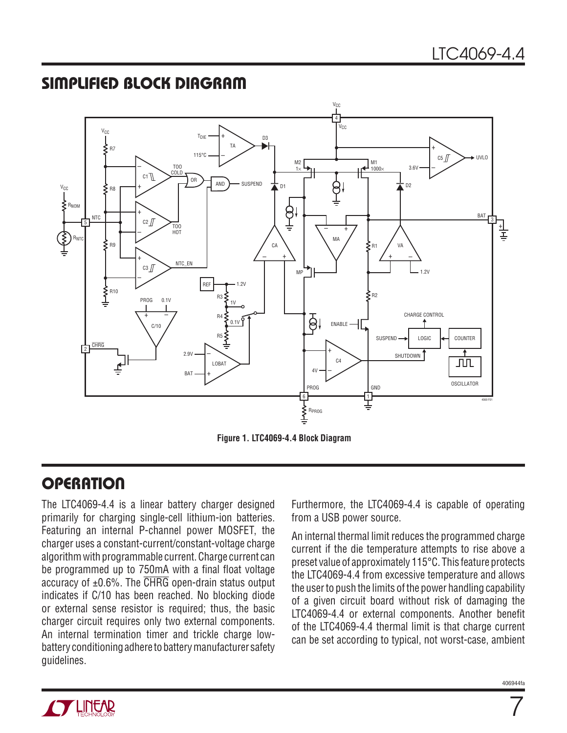## SIMPLIFIED BLOCK DIAGRAM

Figure 1. LTC4069-4.4 Block Diagram

## OPERATION

The LTC4069-4.4 is a linear battery charger designed primarily for charging single-cell lithium-ion batteries. Featuring an internal P-channel power MOSFET, the charger uses a constant-current/constant-voltage charge algorithm with programmable current. Charge current can be programmed up to 750mA with a final float voltage accuracy of ±0.6%. The $\overline{\text{CHRG}}$ open-drain status output indicates if C/10 has been reached. No blocking diode or external sense resistor is required; thus, the basic charger circuit requires only two external components. An internal termination timer and trickle charge low-battery conditioning adhere to battery manufacturer safety guidelines.

Furthermore, the LTC4069-4.4 is capable of operating from a USB power source.

An internal thermal limit reduces the programmed charge current if the die temperature attempts to rise above a preset value of approximately 115°C. This feature protects the LTC4069-4.4 from excessive temperature and allows the user to push the limits of the power handling capability of a given circuit board without risk of damaging the LTC4069-4.4 or external components. Another benefit of the LTC4069-4.4 thermal limit is that charge current can be set according to typical, not worst-case, ambient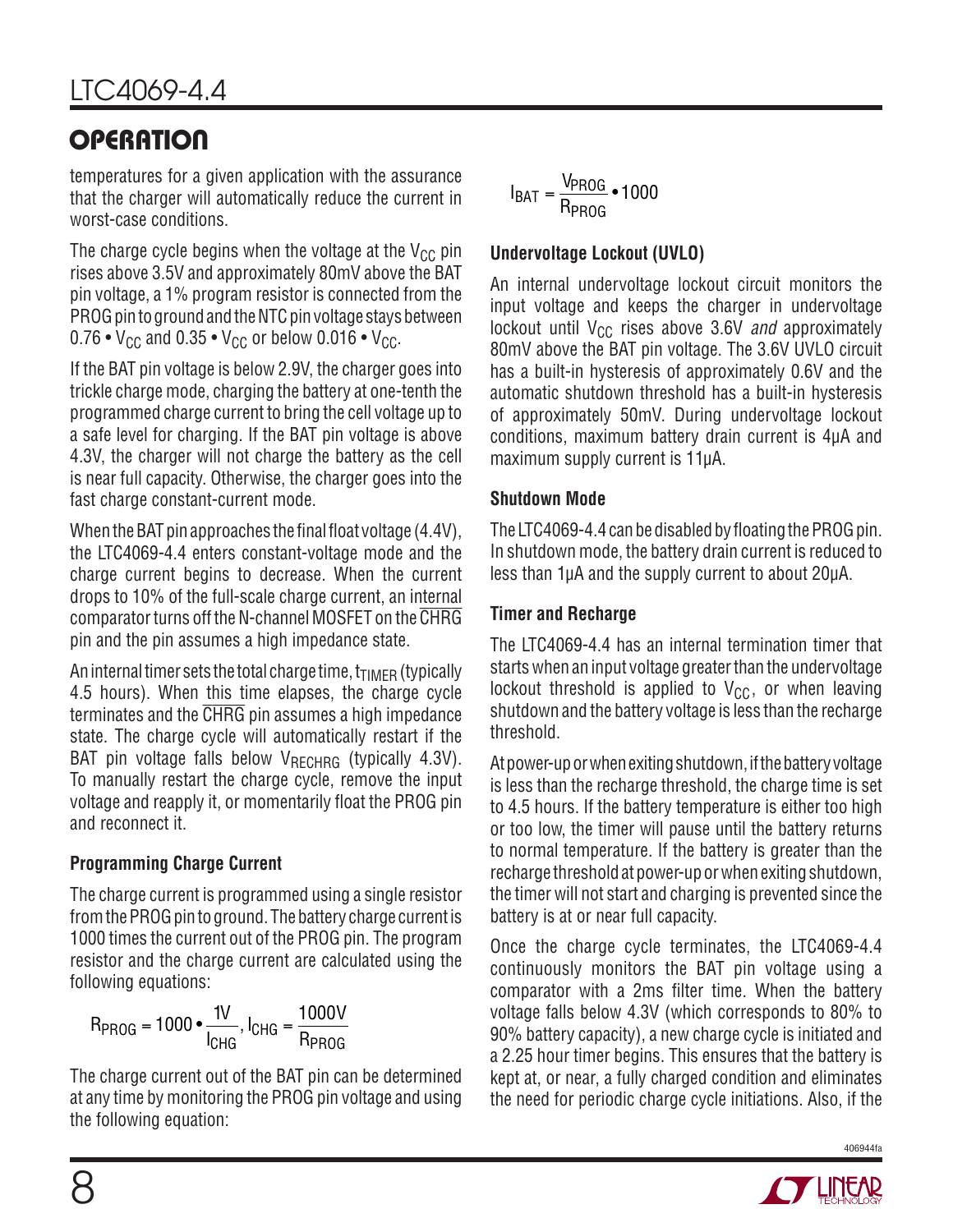## OPERATION

temperatures for a given application with the assurance that the charger will automatically reduce the current in worst-case conditions.

The charge cycle begins when the voltage at the $V_{CC}$ pin rises above 3.5V and approximately 80mV above the BAT pin voltage, a 1% program resistor is connected from the PROG pin to ground and the NTC pin voltage stays between $0.76 \cdot V_{CC}$ and $0.35 \cdot V_{CC}$ or below $0.016 \cdot V_{CC}$.

If the BAT pin voltage is below 2.9V, the charger goes into trickle charge mode, charging the battery at one-tenth the programmed charge current to bring the cell voltage up to a safe level for charging. If the BAT pin voltage is above 4.3V, the charger will not charge the battery as the cell is near full capacity. Otherwise, the charger goes into the fast charge constant-current mode.

When the BAT pin approaches the final float voltage (4.4V), the LTC4069-4.4 enters constant-voltage mode and the charge current begins to decrease. When the current drops to 10% of the full-scale charge current, an internal comparator turns off the N-channel MOSFET on the $\overline{\text{CHRG}}$ pin and the pin assumes a high impedance state.

An internal timer sets the total charge time, $t_{TIMER}$ (typically 4.5 hours). When this time elapses, the charge cycle terminates and the $\overline{\text{CHRG}}$ pin assumes a high impedance state. The charge cycle will automatically restart if the BAT pin voltage falls below $V_{RECHRG}$ (typically 4.3V). To manually restart the charge cycle, remove the input voltage and reapply it, or momentarily float the PROG pin and reconnect it.

### Programming Charge Current

The charge current is programmed using a single resistor from the PROG pin to ground. The battery charge current is 1000 times the current out of the PROG pin. The program resistor and the charge current are calculated using the following equations:

$$R_{PROG} = 1000 \cdot \frac{1V}{I_{CHG}}, \; I_{CHG} = \frac{1000V}{R_{PROG}}$$

The charge current out of the BAT pin can be determined at any time by monitoring the PROG pin voltage and using the following equation:

$$I_{BAT} = \frac{V_{PROG}}{R_{PROG}} \cdot 1000$$

### Undervoltage Lockout (UVLO)

An internal undervoltage lockout circuit monitors the input voltage and keeps the charger in undervoltage lockout until $V_{CC}$ rises above 3.6V *and* approximately 80mV above the BAT pin voltage. The 3.6V UVLO circuit has a built-in hysteresis of approximately 0.6V and the automatic shutdown threshold has a built-in hysteresis of approximately 50mV. During undervoltage lockout conditions, maximum battery drain current is 4µA and maximum supply current is 11µA.

### Shutdown Mode

The LTC4069-4.4 can be disabled by floating the PROG pin. In shutdown mode, the battery drain current is reduced to less than 1µA and the supply current to about 20µA.

### Timer and Recharge

The LTC4069-4.4 has an internal termination timer that starts when an input voltage greater than the undervoltage lockout threshold is applied to $V_{CC}$, or when leaving shutdown and the battery voltage is less than the recharge threshold.

At power-up or when exiting shutdown, if the battery voltage is less than the recharge threshold, the charge time is set to 4.5 hours. If the battery temperature is either too high or too low, the timer will pause until the battery returns to normal temperature. If the battery is greater than the recharge threshold at power-up or when exiting shutdown, the timer will not start and charging is prevented since the battery is at or near full capacity.

Once the charge cycle terminates, the LTC4069-4.4 continuously monitors the BAT pin voltage using a comparator with a 2ms filter time. When the battery voltage falls below 4.3V (which corresponds to 80% to 90% battery capacity), a new charge cycle is initiated and a 2.25 hour timer begins. This ensures that the battery is kept at, or near, a fully charged condition and eliminates the need for periodic charge cycle initiations. Also, if the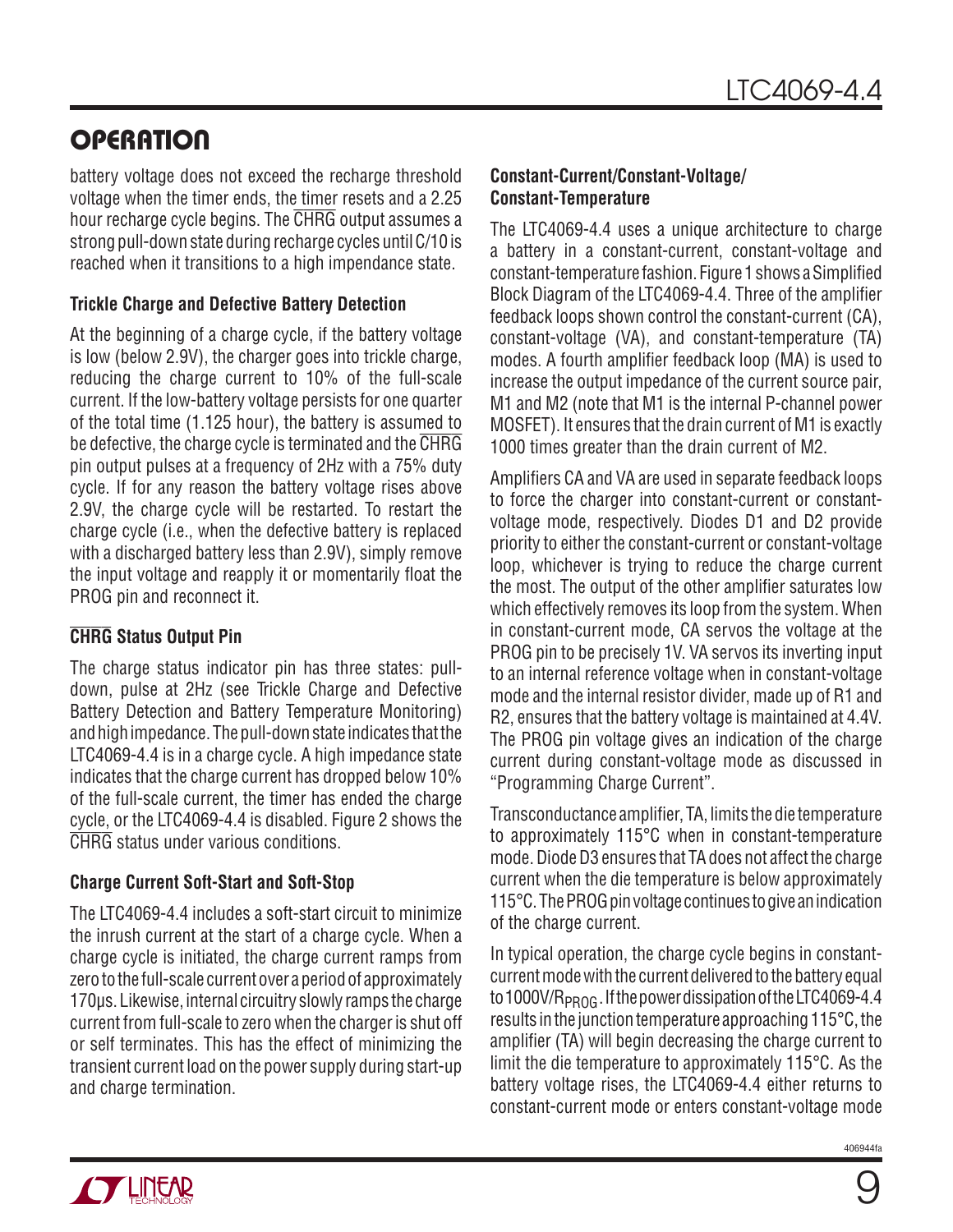## OPERATION

battery voltage does not exceed the recharge threshold voltage when the timer ends, the timer resets and a 2.25 hour recharge cycle begins. The CHRG output assumes a strong pull-down state during recharge cycles until C/10 is reached when it transitions to a high impendance state.

### Trickle Charge and Defective Battery Detection

At the beginning of a charge cycle, if the battery voltage is low (below 2.9V), the charger goes into trickle charge, reducing the charge current to 10% of the full-scale current. If the low-battery voltage persists for one quarter of the total time (1.125 hour), the battery is assumed to be defective, the charge cycle is terminated and the CHRG pin output pulses at a frequency of 2Hz with a 75% duty cycle. If for any reason the battery voltage rises above 2.9V, the charge cycle will be restarted. To restart the charge cycle (i.e., when the defective battery is replaced with a discharged battery less than 2.9V), simply remove the input voltage and reapply it or momentarily float the PROG pin and reconnect it.

### CHRG Status Output Pin

The charge status indicator pin has three states: pull-down, pulse at 2Hz (see Trickle Charge and Defective Battery Detection and Battery Temperature Monitoring) and high impedance. The pull-down state indicates that the LTC4069-4.4 is in a charge cycle. A high impedance state indicates that the charge current has dropped below 10% of the full-scale current, the timer has ended the charge cycle, or the LTC4069-4.4 is disabled. Figure 2 shows the CHRG status under various conditions.

### Charge Current Soft-Start and Soft-Stop

The LTC4069-4.4 includes a soft-start circuit to minimize the inrush current at the start of a charge cycle. When a charge cycle is initiated, the charge current ramps from zero to the full-scale current over a period of approximately 170µs. Likewise, internal circuitry slowly ramps the charge current from full-scale to zero when the charger is shut off or self terminates. This has the effect of minimizing the transient current load on the power supply during start-up and charge termination.

### Constant-Current/Constant-Voltage/ Constant-Temperature

The LTC4069-4.4 uses a unique architecture to charge a battery in a constant-current, constant-voltage and constant-temperature fashion. Figure 1 shows a Simplified Block Diagram of the LTC4069-4.4. Three of the amplifier feedback loops shown control the constant-current (CA), constant-voltage (VA), and constant-temperature (TA) modes. A fourth amplifier feedback loop (MA) is used to increase the output impedance of the current source pair, M1 and M2 (note that M1 is the internal P-channel power MOSFET). It ensures that the drain current of M1 is exactly 1000 times greater than the drain current of M2.

Amplifiers CA and VA are used in separate feedback loops to force the charger into constant-current or constant-voltage mode, respectively. Diodes D1 and D2 provide priority to either the constant-current or constant-voltage loop, whichever is trying to reduce the charge current the most. The output of the other amplifier saturates low which effectively removes its loop from the system. When in constant-current mode, CA servos the voltage at the PROG pin to be precisely 1V. VA servos its inverting input to an internal reference voltage when in constant-voltage mode and the internal resistor divider, made up of R1 and R2, ensures that the battery voltage is maintained at 4.4V. The PROG pin voltage gives an indication of the charge current during constant-voltage mode as discussed in "Programming Charge Current".

Transconductance amplifier, TA, limits the die temperature to approximately 115°C when in constant-temperature mode. Diode D3 ensures that TA does not affect the charge current when the die temperature is below approximately 115°C. The PROG pin voltage continues to give an indication of the charge current.

In typical operation, the charge cycle begins in constant-current mode with the current delivered to the battery equal to $1000V/R_{PROG}$. If the power dissipation of the LTC4069-4.4 results in the junction temperature approaching 115°C, the amplifier (TA) will begin decreasing the charge current to limit the die temperature to approximately 115°C. As the battery voltage rises, the LTC4069-4.4 either returns to constant-current mode or enters constant-voltage mode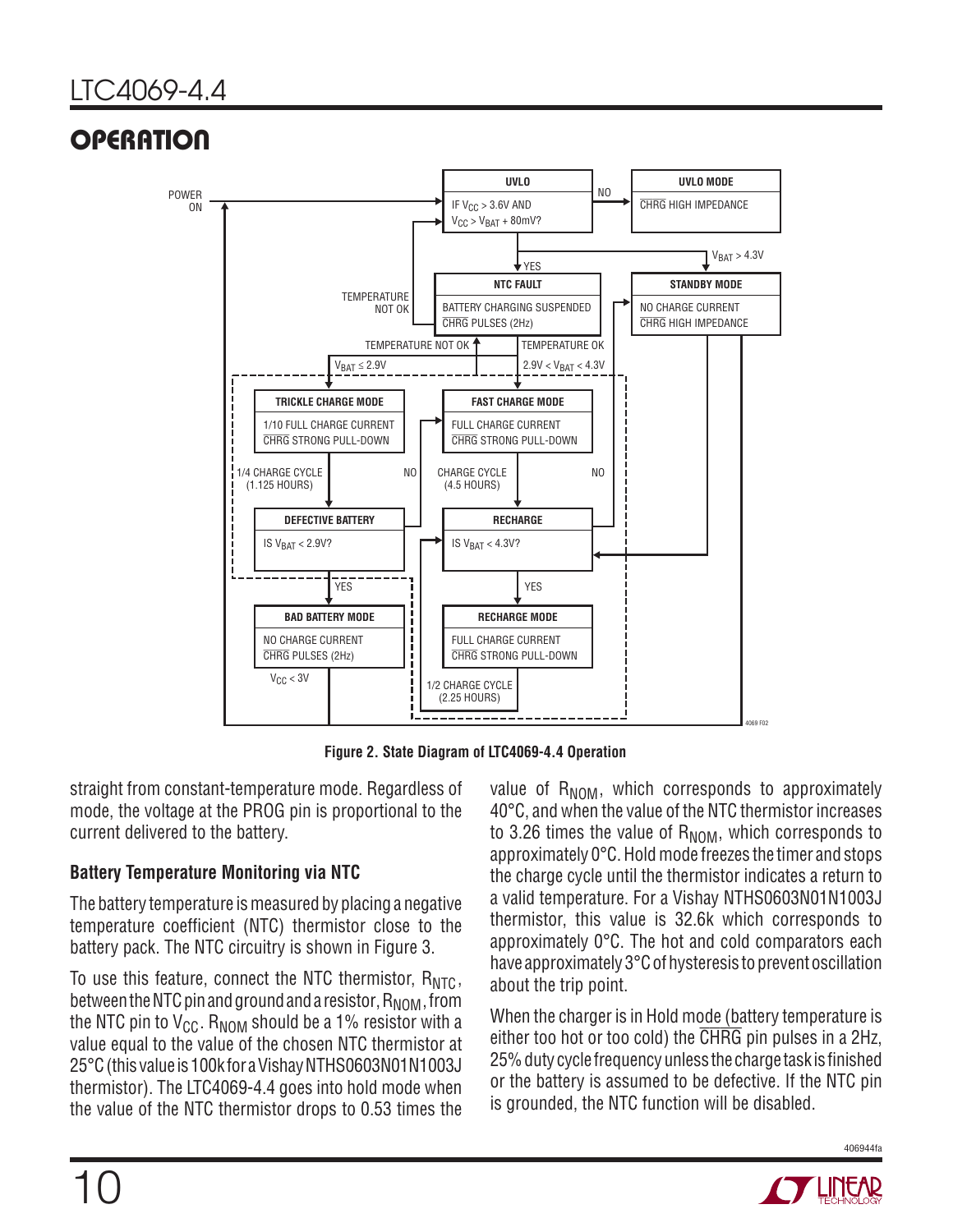## OPERATION

Figure 2. State Diagram of LTC4069-4.4 Operation

straight from constant-temperature mode. Regardless of mode, the voltage at the PROG pin is proportional to the current delivered to the battery.

### Battery Temperature Monitoring via NTC

The battery temperature is measured by placing a negative temperature coefficient (NTC) thermistor close to the battery pack. The NTC circuitry is shown in Figure 3.

To use this feature, connect the NTC thermistor, $R_{NTC}$, between the NTC pin and ground and a resistor, $R_{NOM}$, from the NTC pin to $V_{CC}$. $R_{NOM}$ should be a 1% resistor with a value equal to the value of the chosen NTC thermistor at 25°C (this value is 100k for a Vishay NTHS0603N01N1003J thermistor). The LTC4069-4.4 goes into hold mode when the value of the NTC thermistor drops to 0.53 times the value of $R_{NOM}$, which corresponds to approximately 40°C, and when the value of the NTC thermistor increases to 3.26 times the value of $R_{NOM}$, which corresponds to approximately 0°C. Hold mode freezes the timer and stops the charge cycle until the thermistor indicates a return to a valid temperature. For a Vishay NTHS0603N01N1003J thermistor, this value is 32.6k which corresponds to approximately 0°C. The hot and cold comparators each have approximately 3°C of hysteresis to prevent oscillation about the trip point.

When the charger is in Hold mode (battery temperature is either too hot or too cold) the $\overline{CHRG}$ pin pulses in a 2Hz, 25% duty cycle frequency unless the charge task is finished or the battery is assumed to be defective. If the NTC pin is grounded, the NTC function will be disabled.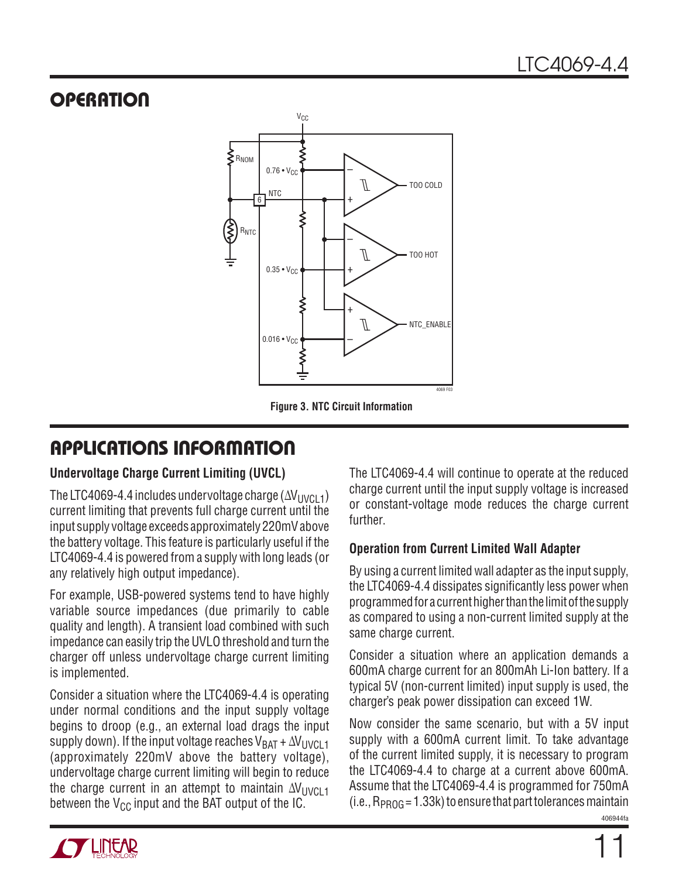## OPERATION

Figure 3. NTC Circuit Information

## APPLICATIONS INFORMATION

### Undervoltage Charge Current Limiting (UVCL)

The LTC4069-4.4 includes undervoltage charge ($\Delta V_{UVCL1}$) current limiting that prevents full charge current until the input supply voltage exceeds approximately 220mV above the battery voltage. This feature is particularly useful if the LTC4069-4.4 is powered from a supply with long leads (or any relatively high output impedance).

For example, USB-powered systems tend to have highly variable source impedances (due primarily to cable quality and length). A transient load combined with such impedance can easily trip the UVLO threshold and turn the charger off unless undervoltage charge current limiting is implemented.

Consider a situation where the LTC4069-4.4 is operating under normal conditions and the input supply voltage begins to droop (e.g., an external load drags the input supply down). If the input voltage reaches $V_{BAT} + \Delta V_{UVCL1}$ (approximately 220mV above the battery voltage), undervoltage charge current limiting will begin to reduce the charge current in an attempt to maintain $\Delta V_{UVCL1}$ between the $V_{CC}$ input and the BAT output of the IC.

The LTC4069-4.4 will continue to operate at the reduced charge current until the input supply voltage is increased or constant-voltage mode reduces the charge current further.

### Operation from Current Limited Wall Adapter

By using a current limited wall adapter as the input supply, the LTC4069-4.4 dissipates significantly less power when programmed for a current higher than the limit of the supply as compared to using a non-current limited supply at the same charge current.

Consider a situation where an application demands a 600mA charge current for an 800mAh Li-Ion battery. If a typical 5V (non-current limited) input supply is used, the charger's peak power dissipation can exceed 1W.

Now consider the same scenario, but with a 5V input supply with a 600mA current limit. To take advantage of the current limited supply, it is necessary to program the LTC4069-4.4 to charge at a current above 600mA. Assume that the LTC4069-4.4 is programmed for 750mA (i.e., $R_{PROG}$ = 1.33k) to ensure that part tolerances maintain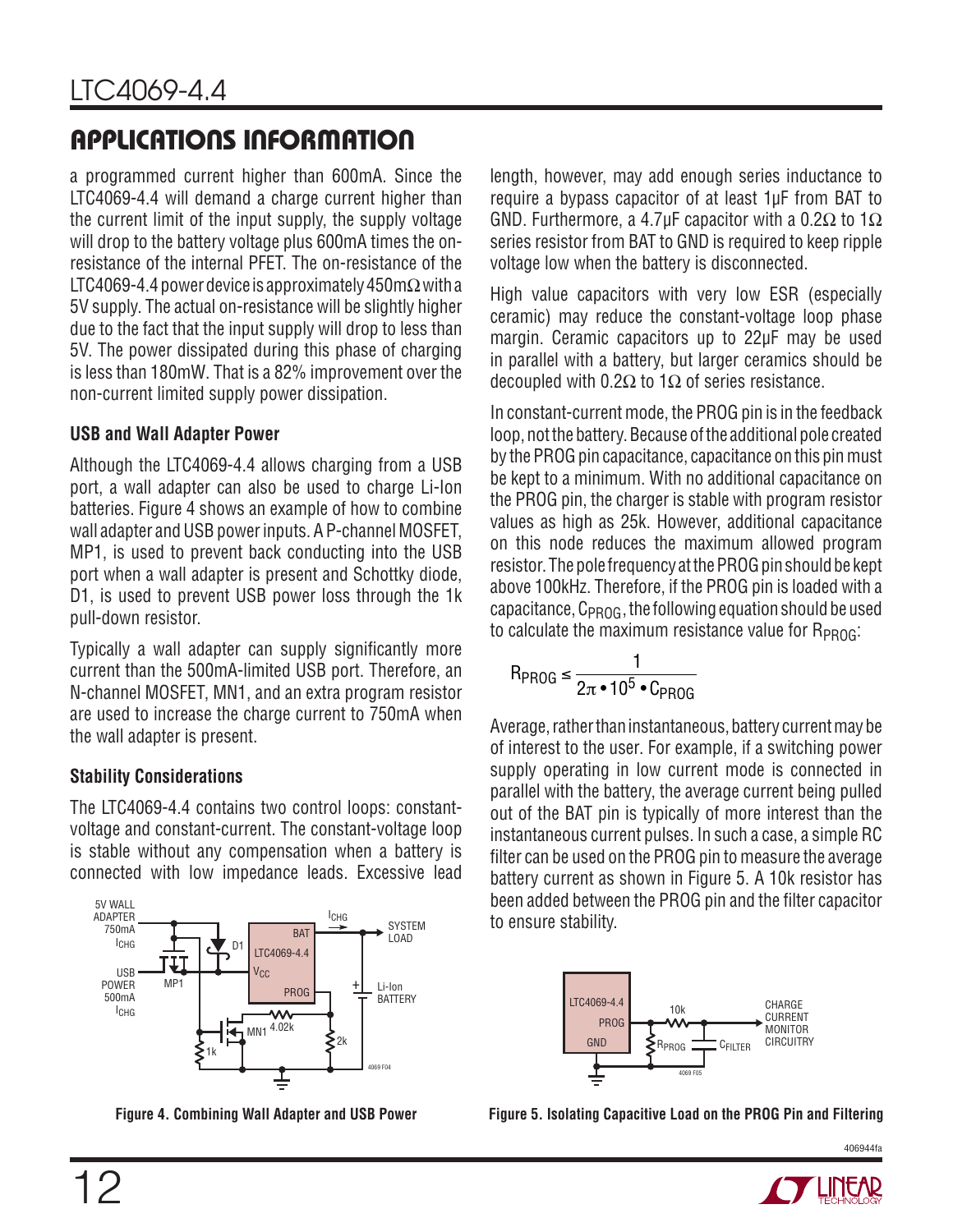## APPLICATIONS INFORMATION

a programmed current higher than 600mA. Since the LTC4069-4.4 will demand a charge current higher than the current limit of the input supply, the supply voltage will drop to the battery voltage plus 600mA times the on-resistance of the internal PFET. The on-resistance of the LTC4069-4.4 power device is approximately 450mΩ with a 5V supply. The actual on-resistance will be slightly higher due to the fact that the input supply will drop to less than 5V. The power dissipated during this phase of charging is less than 180mW. That is a 82% improvement over the non-current limited supply power dissipation.

### USB and Wall Adapter Power

Although the LTC4069-4.4 allows charging from a USB port, a wall adapter can also be used to charge Li-Ion batteries. Figure 4 shows an example of how to combine wall adapter and USB power inputs. A P-channel MOSFET, MP1, is used to prevent back conducting into the USB port when a wall adapter is present and Schottky diode, D1, is used to prevent USB power loss through the 1k pull-down resistor.

Typically a wall adapter can supply significantly more current than the 500mA-limited USB port. Therefore, an N-channel MOSFET, MN1, and an extra program resistor are used to increase the charge current to 750mA when the wall adapter is present.

### Stability Considerations

The LTC4069-4.4 contains two control loops: constant-voltage and constant-current. The constant-voltage loop is stable without any compensation when a battery is connected with low impedance leads. Excessive lead length, however, may add enough series inductance to require a bypass capacitor of at least 1µF from BAT to GND. Furthermore, a 4.7µF capacitor with a 0.2Ω to 1Ω series resistor from BAT to GND is required to keep ripple voltage low when the battery is disconnected.

High value capacitors with very low ESR (especially ceramic) may reduce the constant-voltage loop phase margin. Ceramic capacitors up to 22µF may be used in parallel with a battery, but larger ceramics should be decoupled with 0.2Ω to 1Ω of series resistance.

In constant-current mode, the PROG pin is in the feedback loop, not the battery. Because of the additional pole created by the PROG pin capacitance, capacitance on this pin must be kept to a minimum. With no additional capacitance on the PROG pin, the charger is stable with program resistor values as high as 25k. However, additional capacitance on this node reduces the maximum allowed program resistor. The pole frequency at the PROG pin should be kept above 100kHz. Therefore, if the PROG pin is loaded with a capacitance, $C_{PROG}$, the following equation should be used to calculate the maximum resistance value for $R_{PROG}$:

$$R_{PROG} \le \frac{1}{2\pi \bullet 10^5 \bullet C_{PROG}}$$

Average, rather than instantaneous, battery current may be of interest to the user. For example, if a switching power supply operating in low current mode is connected in parallel with the battery, the average current being pulled out of the BAT pin is typically of more interest than the instantaneous current pulses. In such a case, a simple RC filter can be used on the PROG pin to measure the average battery current as shown in Figure 5. A 10k resistor has been added between the PROG pin and the filter capacitor to ensure stability.

Figure 4. Combining Wall Adapter and USB Power

Figure 5. Isolating Capacitive Load on the PROG Pin and Filtering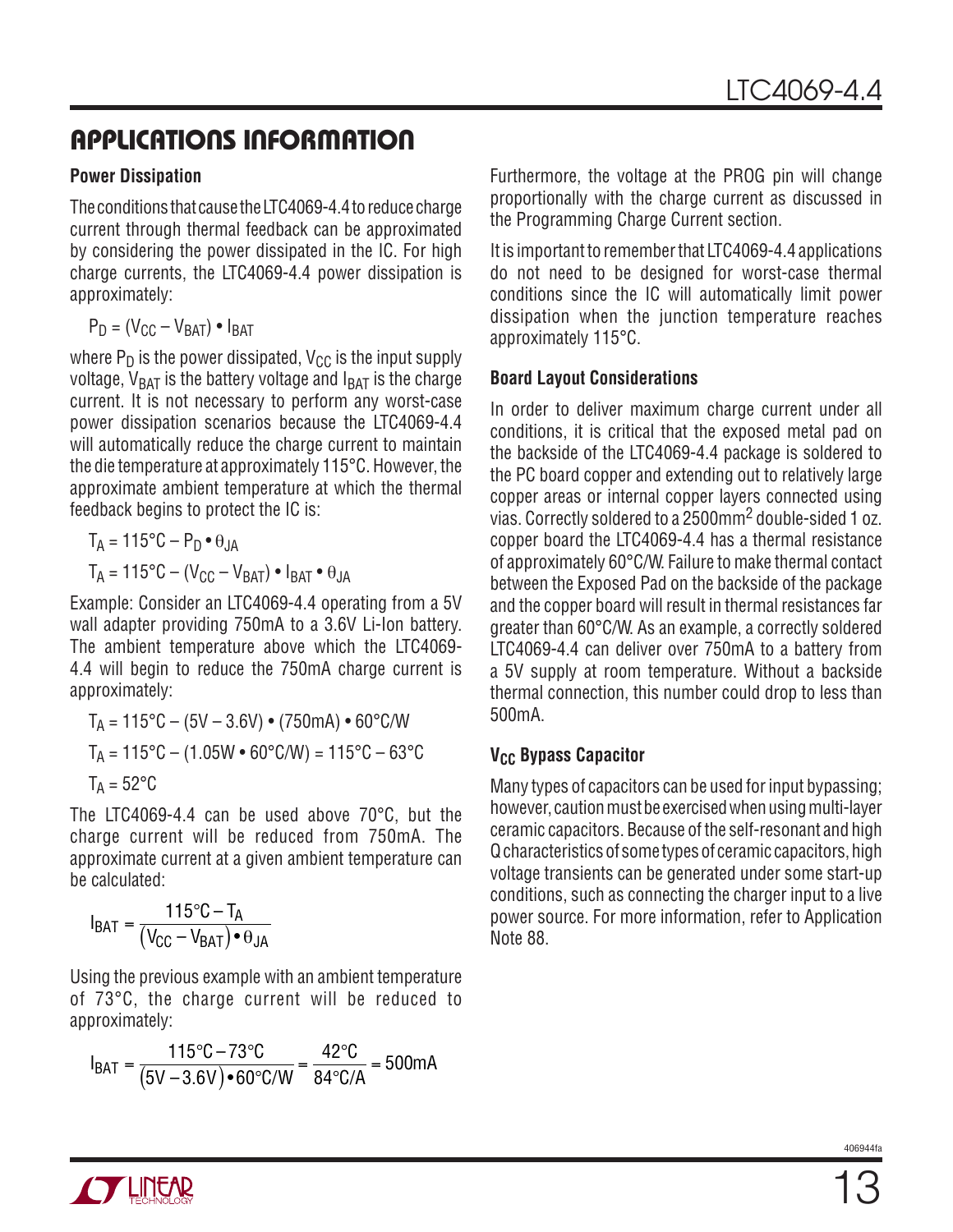## APPLICATIONS INFORMATION

### Power Dissipation

The conditions that cause the LTC4069-4.4 to reduce charge current through thermal feedback can be approximated by considering the power dissipated in the IC. For high charge currents, the LTC4069-4.4 power dissipation is approximately:

$$P_D = (V_{CC} - V_{BAT}) \bullet I_{BAT}$$

where $P_D$ is the power dissipated, $V_{CC}$ is the input supply voltage, $V_{BAT}$ is the battery voltage and $I_{BAT}$ is the charge current. It is not necessary to perform any worst-case power dissipation scenarios because the LTC4069-4.4 will automatically reduce the charge current to maintain the die temperature at approximately 115°C. However, the approximate ambient temperature at which the thermal feedback begins to protect the IC is:

$$T_A = 115°C - P_D \bullet \theta_{JA}$$

$$T_A = 115°C - (V_{CC} - V_{BAT}) \bullet I_{BAT} \bullet \theta_{JA}$$

Example: Consider an LTC4069-4.4 operating from a 5V wall adapter providing 750mA to a 3.6V Li-Ion battery. The ambient temperature above which the LTC4069-4.4 will begin to reduce the 750mA charge current is approximately:

$$T_A = 115°C - (5V - 3.6V) \bullet (750mA) \bullet 60°C/W$$

$$T_A = 115°C - (1.05W \bullet 60°C/W) = 115°C - 63°C$$

$$T_A = 52°C$$

The LTC4069-4.4 can be used above 70°C, but the charge current will be reduced from 750mA. The approximate current at a given ambient temperature can be calculated:

$$I_{BAT} = \frac{115°C - T_A}{(V_{CC} - V_{BAT}) \bullet \theta_{JA}}$$

Using the previous example with an ambient temperature of 73°C, the charge current will be reduced to approximately:

$$I_{BAT} = \frac{115°C - 73°C}{(5V - 3.6V) \bullet 60°C/W} = \frac{42°C}{84°C/A} = 500mA$$

Furthermore, the voltage at the PROG pin will change proportionally with the charge current as discussed in the Programming Charge Current section.

It is important to remember that LTC4069-4.4 applications do not need to be designed for worst-case thermal conditions since the IC will automatically limit power dissipation when the junction temperature reaches approximately 115°C.

### Board Layout Considerations

In order to deliver maximum charge current under all conditions, it is critical that the exposed metal pad on the backside of the LTC4069-4.4 package is soldered to the PC board copper and extending out to relatively large copper areas or internal copper layers connected using vias. Correctly soldered to a 2500mm$^2$ double-sided 1 oz. copper board the LTC4069-4.4 has a thermal resistance of approximately 60°C/W. Failure to make thermal contact between the Exposed Pad on the backside of the package and the copper board will result in thermal resistances far greater than 60°C/W. As an example, a correctly soldered LTC4069-4.4 can deliver over 750mA to a battery from a 5V supply at room temperature. Without a backside thermal connection, this number could drop to less than 500mA.

### $V_{CC}$ Bypass Capacitor

Many types of capacitors can be used for input bypassing; however, caution must be exercised when using multi-layer ceramic capacitors. Because of the self-resonant and high Q characteristics of some types of ceramic capacitors, high voltage transients can be generated under some start-up conditions, such as connecting the charger input to a live power source. For more information, refer to Application Note 88.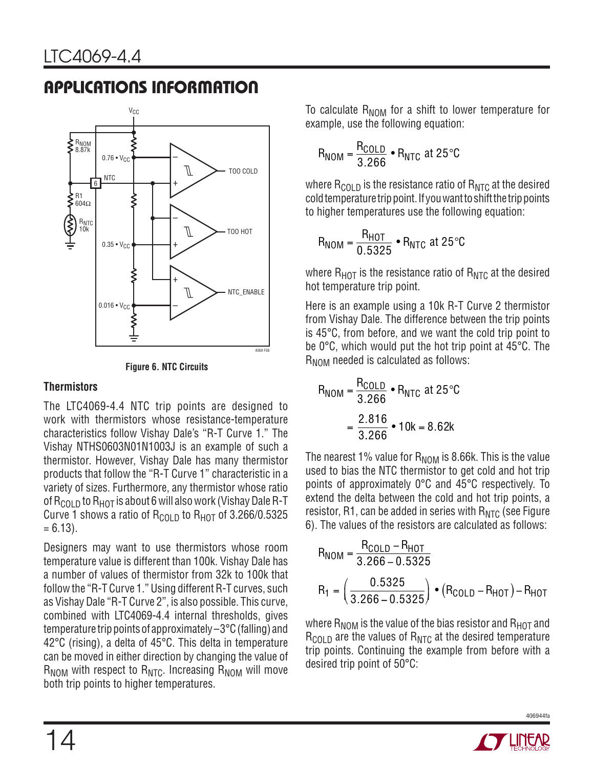## APPLICATIONS INFORMATION

Figure 6. NTC Circuits

### Thermistors

The LTC4069-4.4 NTC trip points are designed to work with thermistors whose resistance-temperature characteristics follow Vishay Dale's "R-T Curve 1." The Vishay NTHS0603N01N1003J is an example of such a thermistor. However, Vishay Dale has many thermistor products that follow the "R-T Curve 1" characteristic in a variety of sizes. Furthermore, any thermistor whose ratio of $R_{COLD}$ to $R_{HOT}$ is about 6 will also work (Vishay Dale R-T Curve 1 shows a ratio of $R_{COLD}$ to $R_{HOT}$ of 3.266/0.5325 = 6.13).

Designers may want to use thermistors whose room temperature value is different than 100k. Vishay Dale has a number of values of thermistor from 32k to 100k that follow the "R-T Curve 1." Using different R-T curves, such as Vishay Dale "R-T Curve 2", is also possible. This curve, combined with LTC4069-4.4 internal thresholds, gives temperature trip points of approximately –3°C (falling) and 42°C (rising), a delta of 45°C. This delta in temperature can be moved in either direction by changing the value of $R_{NOM}$ with respect to $R_{NTC}$. Increasing $R_{NOM}$ will move both trip points to higher temperatures.

To calculate $R_{NOM}$ for a shift to lower temperature for example, use the following equation:

$$R_{NOM} = \frac{R_{COLD}}{3.266} \bullet R_{NTC} \text{ at } 25°C$$

where $R_{COLD}$ is the resistance ratio of $R_{NTC}$ at the desired cold temperature trip point. If you want to shift the trip points to higher temperatures use the following equation:

$$R_{NOM} = \frac{R_{HOT}}{0.5325} \bullet R_{NTC} \text{ at } 25°C$$

where $R_{HOT}$ is the resistance ratio of $R_{NTC}$ at the desired hot temperature trip point.

Here is an example using a 10k R-T Curve 2 thermistor from Vishay Dale. The difference between the trip points is 45°C, from before, and we want the cold trip point to be 0°C, which would put the hot trip point at 45°C. The $R_{NOM}$ needed is calculated as follows:

$$R_{NOM} = \frac{R_{COLD}}{3.266} \bullet R_{NTC} \text{ at } 25°C$$

$$= \frac{2.816}{3.266} \bullet 10k = 8.62k$$

The nearest 1% value for $R_{NOM}$ is 8.66k. This is the value used to bias the NTC thermistor to get cold and hot trip points of approximately 0°C and 45°C respectively. To extend the delta between the cold and hot trip points, a resistor, R1, can be added in series with $R_{NTC}$ (see Figure 6). The values of the resistors are calculated as follows:

$$R_{NOM} = \frac{R_{COLD} - R_{HOT}}{3.266 - 0.5325}$$

$$R_1 = \left(\frac{0.5325}{3.266 - 0.5325}\right) \bullet (R_{COLD} - R_{HOT}) - R_{HOT}$$

where $R_{NOM}$ is the value of the bias resistor and $R_{HOT}$ and $R_{COLD}$ are the values of $R_{NTC}$ at the desired temperature trip points. Continuing the example from before with a desired trip point of 50°C: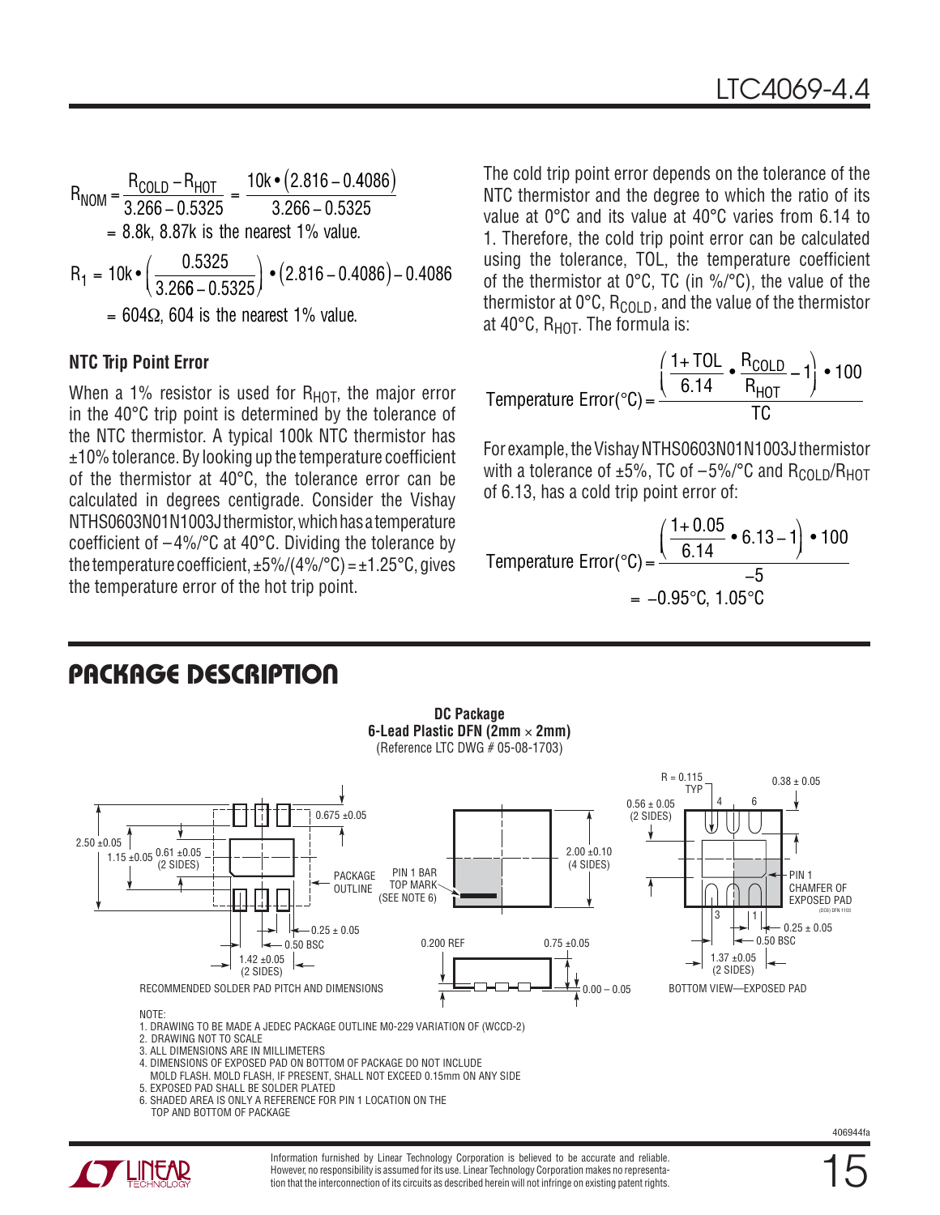$$R_{NOM} = \frac{R_{COLD} - R_{HOT}}{3.266 - 0.5325} = \frac{10k \bullet (2.816 - 0.4086)}{3.266 - 0.5325}$$

= 8.8k, 8.87k is the nearest 1% value.

$$R_1 = 10k \bullet \left(\frac{0.5325}{3.266 - 0.5325}\right) \bullet (2.816 - 0.4086) - 0.4086$$

= 604Ω, 604 is the nearest 1% value.

### NTC Trip Point Error

When a 1% resistor is used for $R_{HOT}$, the major error in the 40°C trip point is determined by the tolerance of the NTC thermistor. A typical 100k NTC thermistor has ±10% tolerance. By looking up the temperature coefficient of the thermistor at 40°C, the tolerance error can be calculated in degrees centigrade. Consider the Vishay NTHS0603N01N1003J thermistor, which has a temperature coefficient of –4%/°C at 40°C. Dividing the tolerance by the temperature coefficient, ±5%/(4%/°C) = ±1.25°C, gives the temperature error of the hot trip point.

The cold trip point error depends on the tolerance of the NTC thermistor and the degree to which the ratio of its value at 0°C and its value at 40°C varies from 6.14 to 1. Therefore, the cold trip point error can be calculated using the tolerance, TOL, the temperature coefficient of the thermistor at 0°C, TC (in %/°C), the value of the thermistor at 0°C, $R_{COLD}$, and the value of the thermistor at 40°C, $R_{HOT}$. The formula is:

$$\text{Temperature Error}(°C) = \frac{\left(\frac{1 + TOL}{6.14} \bullet \frac{R_{COLD}}{R_{HOT}} - 1\right) \bullet 100}{TC}$$

For example, the Vishay NTHS0603N01N1003J thermistor with a tolerance of ±5%, TC of –5%/°C and $R_{COLD}/R_{HOT}$ of 6.13, has a cold trip point error of:

$$\text{Temperature Error}(°C) = \frac{\left(\frac{1 + 0.05}{6.14} \bullet 6.13 - 1\right) \bullet 100}{-5}$$

$$= -0.95°C, 1.05°C$$

## PACKAGE DESCRIPTION

**DC Package**
**6-Lead Plastic DFN (2mm × 2mm)**
(Reference LTC DWG # 05-08-1703)

RECOMMENDED SOLDER PAD PITCH AND DIMENSIONS: 2.50 ±0.05, 1.15 ±0.05, 0.61 ±0.05 (2 SIDES), 0.675 ±0.05, PACKAGE OUTLINE, 0.25 ± 0.05, 0.50 BSC, 1.42 ±0.05 (2 SIDES)

PIN 1 BAR TOP MARK (SEE NOTE 6), 2.00 ±0.10 (4 SIDES), 0.200 REF, 0.75 ±0.05, 0.00 – 0.05

BOTTOM VIEW—EXPOSED PAD: R = 0.115 TYP, 0.38 ± 0.05, 0.56 ± 0.05 (2 SIDES), PIN 1 CHAMFER OF EXPOSED PAD, 0.25 ± 0.05, 0.50 BSC, 1.37 ±0.05 (2 SIDES), (DC6) DFN 1103

NOTE:
1. DRAWING TO BE MADE A JEDEC PACKAGE OUTLINE M0-229 VARIATION OF (WCCD-2)
2. DRAWING NOT TO SCALE
3. ALL DIMENSIONS ARE IN MILLIMETERS
4. DIMENSIONS OF EXPOSED PAD ON BOTTOM OF PACKAGE DO NOT INCLUDE MOLD FLASH. MOLD FLASH, IF PRESENT, SHALL NOT EXCEED 0.15mm ON ANY SIDE
5. EXPOSED PAD SHALL BE SOLDER PLATED
6. SHADED AREA IS ONLY A REFERENCE FOR PIN 1 LOCATION ON THE TOP AND BOTTOM OF PACKAGE

Information furnished by Linear Technology Corporation is believed to be accurate and reliable. However, no responsibility is assumed for its use. Linear Technology Corporation makes no representation that the interconnection of its circuits as described herein will not infringe on existing patent rights.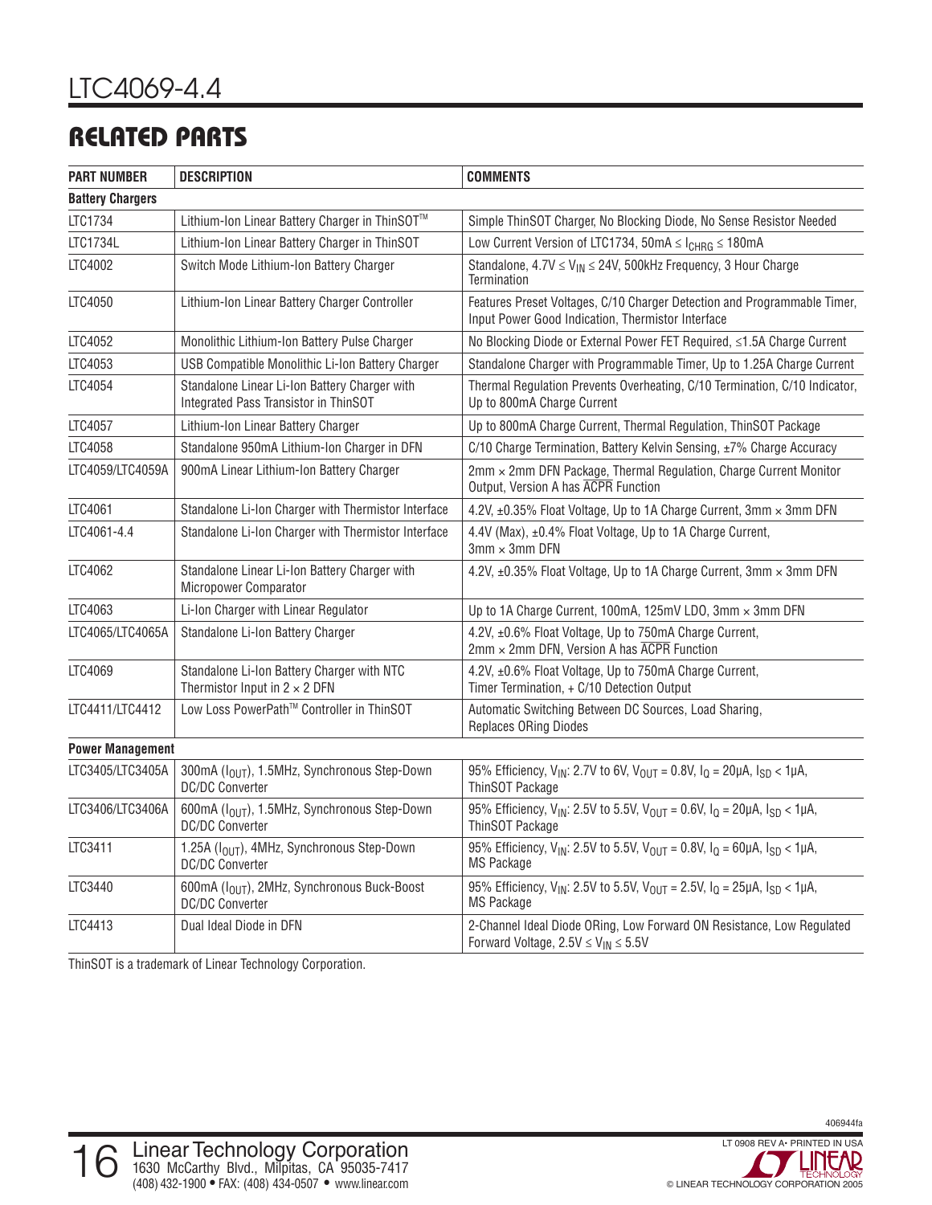# RELATED PARTS

| PART NUMBER | DESCRIPTION | COMMENTS |
|---|---|---|
| **Battery Chargers** | | |
| LTC1734 | Lithium-Ion Linear Battery Charger in ThinSOT™ | Simple ThinSOT Charger, No Blocking Diode, No Sense Resistor Needed |
| LTC1734L | Lithium-Ion Linear Battery Charger in ThinSOT | Low Current Version of LTC1734, 50mA ≤ $I_{CHRG}$ ≤ 180mA |
| LTC4002 | Switch Mode Lithium-Ion Battery Charger | Standalone, 4.7V ≤ $V_{IN}$ ≤ 24V, 500kHz Frequency, 3 Hour Charge Termination |
| LTC4050 | Lithium-Ion Linear Battery Charger Controller | Features Preset Voltages, C/10 Charger Detection and Programmable Timer, Input Power Good Indication, Thermistor Interface |
| LTC4052 | Monolithic Lithium-Ion Battery Pulse Charger | No Blocking Diode or External Power FET Required, ≤1.5A Charge Current |
| LTC4053 | USB Compatible Monolithic Li-Ion Battery Charger | Standalone Charger with Programmable Timer, Up to 1.25A Charge Current |
| LTC4054 | Standalone Linear Li-Ion Battery Charger with Integrated Pass Transistor in ThinSOT | Thermal Regulation Prevents Overheating, C/10 Termination, C/10 Indicator, Up to 800mA Charge Current |
| LTC4057 | Lithium-Ion Linear Battery Charger | Up to 800mA Charge Current, Thermal Regulation, ThinSOT Package |
| LTC4058 | Standalone 950mA Lithium-Ion Charger in DFN | C/10 Charge Termination, Battery Kelvin Sensing, ±7% Charge Accuracy |
| LTC4059/LTC4059A | 900mA Linear Lithium-Ion Battery Charger | 2mm × 2mm DFN Package, Thermal Regulation, Charge Current Monitor Output, Version A has $\overline{ACPR}$ Function |
| LTC4061 | Standalone Li-Ion Charger with Thermistor Interface | 4.2V, ±0.35% Float Voltage, Up to 1A Charge Current, 3mm × 3mm DFN |
| LTC4061-4.4 | Standalone Li-Ion Charger with Thermistor Interface | 4.4V (Max), ±0.4% Float Voltage, Up to 1A Charge Current, 3mm × 3mm DFN |
| LTC4062 | Standalone Linear Li-Ion Battery Charger with Micropower Comparator | 4.2V, ±0.35% Float Voltage, Up to 1A Charge Current, 3mm × 3mm DFN |
| LTC4063 | Li-Ion Charger with Linear Regulator | Up to 1A Charge Current, 100mA, 125mV LDO, 3mm × 3mm DFN |
| LTC4065/LTC4065A | Standalone Li-Ion Battery Charger | 4.2V, ±0.6% Float Voltage, Up to 750mA Charge Current, 2mm × 2mm DFN, Version A has $\overline{ACPR}$ Function |
| LTC4069 | Standalone Li-Ion Battery Charger with NTC Thermistor Input in 2 × 2 DFN | 4.2V, ±0.6% Float Voltage, Up to 750mA Charge Current, Timer Termination, + C/10 Detection Output |
| LTC4411/LTC4412 | Low Loss PowerPath™ Controller in ThinSOT | Automatic Switching Between DC Sources, Load Sharing, Replaces ORing Diodes |
| **Power Management** | | |
| LTC3405/LTC3405A | 300mA ($I_{OUT}$), 1.5MHz, Synchronous Step-Down DC/DC Converter | 95% Efficiency, $V_{IN}$: 2.7V to 6V, $V_{OUT}$ = 0.8V, $I_Q$ = 20µA, $I_{SD}$ < 1µA, ThinSOT Package |
| LTC3406/LTC3406A | 600mA ($I_{OUT}$), 1.5MHz, Synchronous Step-Down DC/DC Converter | 95% Efficiency, $V_{IN}$: 2.5V to 5.5V, $V_{OUT}$ = 0.6V, $I_Q$ = 20µA, $I_{SD}$ < 1µA, ThinSOT Package |
| LTC3411 | 1.25A ($I_{OUT}$), 4MHz, Synchronous Step-Down DC/DC Converter | 95% Efficiency, $V_{IN}$: 2.5V to 5.5V, $V_{OUT}$ = 0.8V, $I_Q$ = 60µA, $I_{SD}$ < 1µA, MS Package |
| LTC3440 | 600mA ($I_{OUT}$), 2MHz, Synchronous Buck-Boost DC/DC Converter | 95% Efficiency, $V_{IN}$: 2.5V to 5.5V, $V_{OUT}$ = 2.5V, $I_Q$ = 25µA, $I_{SD}$ < 1µA, MS Package |
| LTC4413 | Dual Ideal Diode in DFN | 2-Channel Ideal Diode ORing, Low Forward ON Resistance, Low Regulated Forward Voltage, 2.5V ≤ $V_{IN}$ ≤ 5.5V |

ThinSOT is a trademark of Linear Technology Corporation.

Linear Technology Corporation
1630 McCarthy Blvd., Milpitas, CA 95035-7417
(408) 432-1900 • FAX: (408) 434-0507 • www.linear.com

406944fa

LT 0908 REV A • PRINTED IN USA

© LINEAR TECHNOLOGY CORPORATION 2005